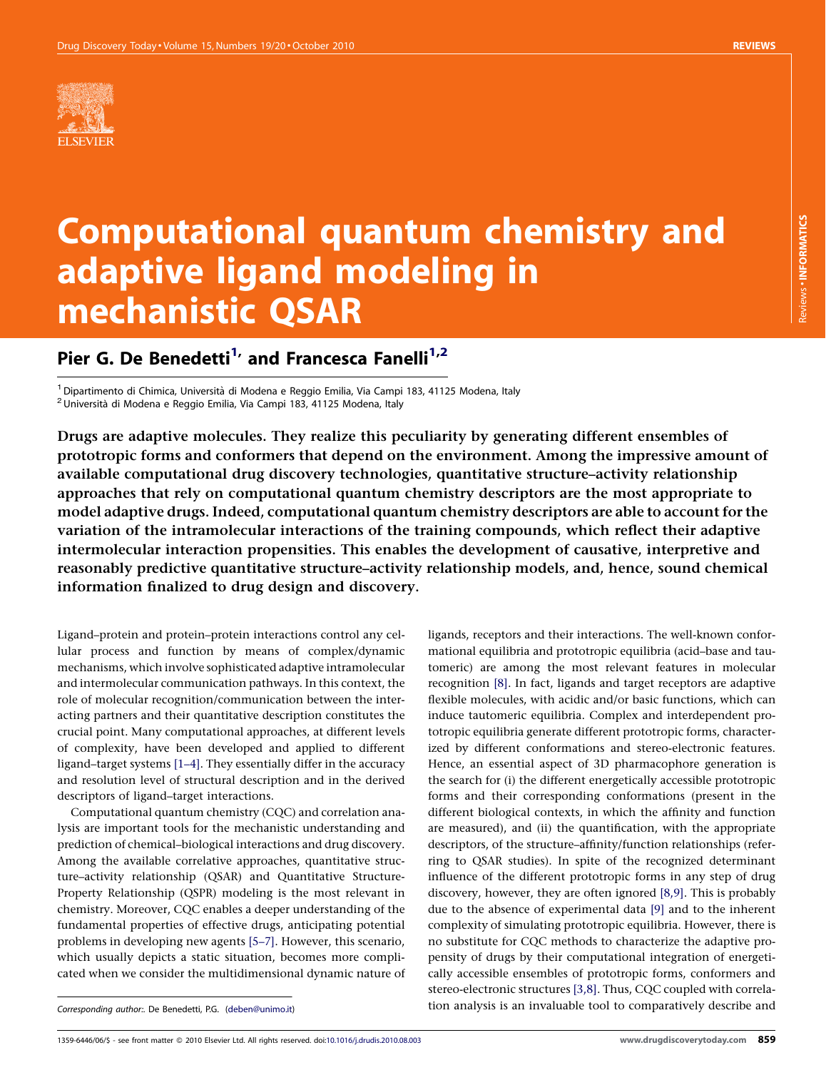# Computational quantum chemistry and adaptive ligand modeling in mechanistic QSAR

## Pier G. De Benedetti[1] and Francesca Fanelli[1,2]

[1] Dipartimento di Chimica, Università di Modena e Reggio Emilia, Via Campi 183, 41125 Modena, Italy
[2] Università di Modena e Reggio Emilia, Via Campi 183, 41125 Modena, Italy

**Drugs are adaptive molecules. They realize this peculiarity by generating different ensembles of prototropic forms and conformers that depend on the environment. Among the impressive amount of available computational drug discovery technologies, quantitative structure–activity relationship approaches that rely on computational quantum chemistry descriptors are the most appropriate to model adaptive drugs. Indeed, computational quantum chemistry descriptors are able to account for the variation of the intramolecular interactions of the training compounds, which reflect their adaptive intermolecular interaction propensities. This enables the development of causative, interpretive and reasonably predictive quantitative structure–activity relationship models, and, hence, sound chemical information finalized to drug design and discovery.**

Ligand–protein and protein–protein interactions control any cellular process and function by means of complex/dynamic mechanisms, which involve sophisticated adaptive intramolecular and intermolecular communication pathways. In this context, the role of molecular recognition/communication between the interacting partners and their quantitative description constitutes the crucial point. Many computational approaches, at different levels of complexity, have been developed and applied to different ligand–target systems [1–4]. They essentially differ in the accuracy and resolution level of structural description and in the derived descriptors of ligand–target interactions.

Computational quantum chemistry (CQC) and correlation analysis are important tools for the mechanistic understanding and prediction of chemical–biological interactions and drug discovery. Among the available correlative approaches, quantitative structure–activity relationship (QSAR) and Quantitative Structure-Property Relationship (QSPR) modeling is the most relevant in chemistry. Moreover, CQC enables a deeper understanding of the fundamental properties of effective drugs, anticipating potential problems in developing new agents [5–7]. However, this scenario, which usually depicts a static situation, becomes more complicated when we consider the multidimensional dynamic nature of ligands, receptors and their interactions. The well-known conformational equilibria and prototropic equilibria (acid–base and tautomeric) are among the most relevant features in molecular recognition [8]. In fact, ligands and target receptors are adaptive flexible molecules, with acidic and/or basic functions, which can induce tautomeric equilibria. Complex and interdependent prototropic equilibria generate different prototropic forms, characterized by different conformations and stereo-electronic features. Hence, an essential aspect of 3D pharmacophore generation is the search for (i) the different energetically accessible prototropic forms and their corresponding conformations (present in the different biological contexts, in which the affinity and function are measured), and (ii) the quantification, with the appropriate descriptors, of the structure–affinity/function relationships (referring to QSAR studies). In spite of the recognized determinant influence of the different prototropic forms in any step of drug discovery, however, they are often ignored [8,9]. This is probably due to the absence of experimental data [9] and to the inherent complexity of simulating prototropic equilibria. However, there is no substitute for CQC methods to characterize the adaptive propensity of drugs by their computational integration of energetically accessible ensembles of prototropic forms, conformers and stereo-electronic structures [3,8]. Thus, CQC coupled with correlation analysis is an invaluable tool to comparatively describe and

*Corresponding author:*. De Benedetti, P.G. (deben@unimo.it)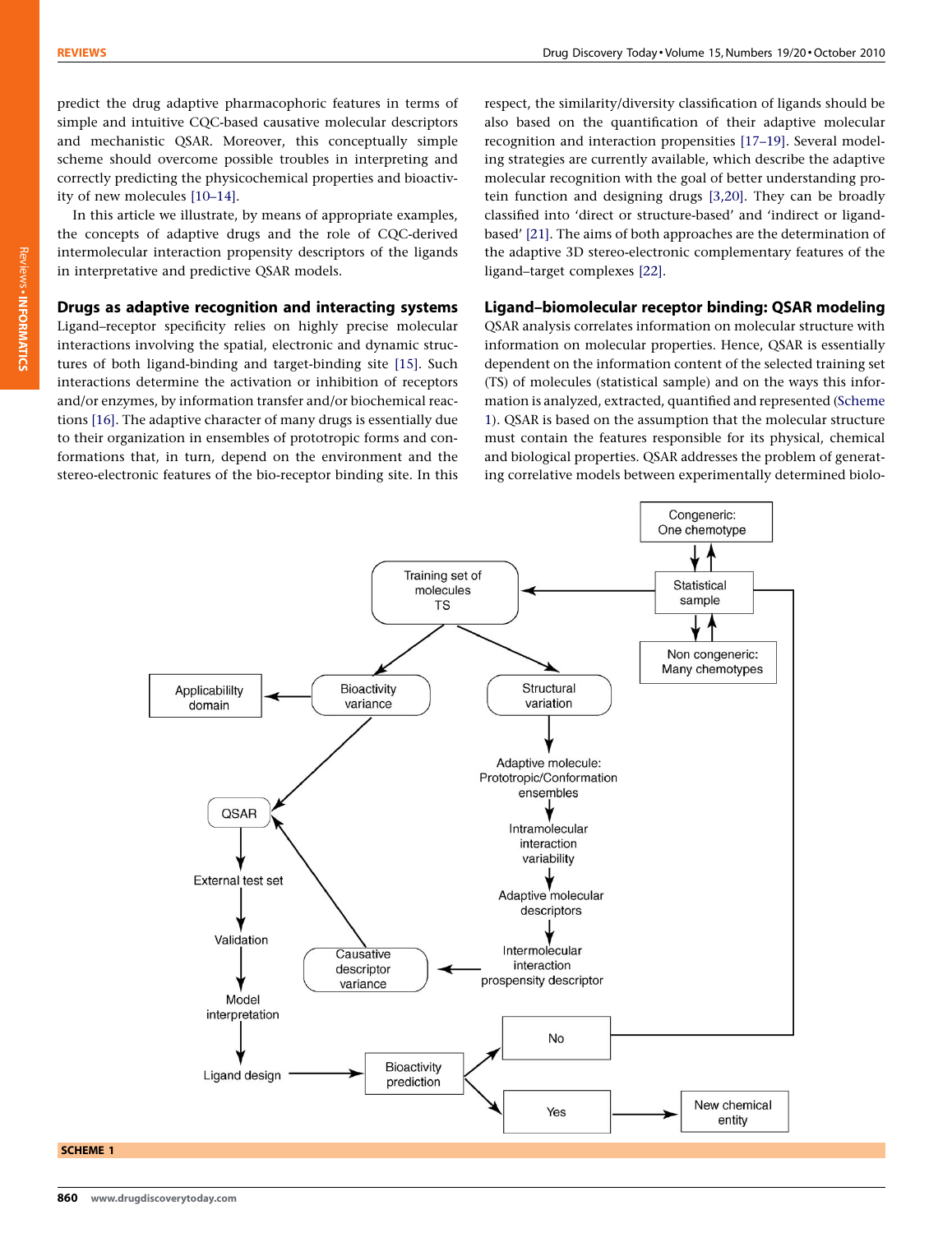predict the drug adaptive pharmacophoric features in terms of simple and intuitive CQC-based causative molecular descriptors and mechanistic QSAR. Moreover, this conceptually simple scheme should overcome possible troubles in interpreting and correctly predicting the physicochemical properties and bioactivity of new molecules [10–14].

In this article we illustrate, by means of appropriate examples, the concepts of adaptive drugs and the role of CQC-derived intermolecular interaction propensity descriptors of the ligands in interpretative and predictive QSAR models.

## Drugs as adaptive recognition and interacting systems

Ligand–receptor specificity relies on highly precise molecular interactions involving the spatial, electronic and dynamic structures of both ligand-binding and target-binding site [15]. Such interactions determine the activation or inhibition of receptors and/or enzymes, by information transfer and/or biochemical reactions [16]. The adaptive character of many drugs is essentially due to their organization in ensembles of prototropic forms and conformations that, in turn, depend on the environment and the stereo-electronic features of the bio-receptor binding site. In this respect, the similarity/diversity classification of ligands should be also based on the quantification of their adaptive molecular recognition and interaction propensities [17–19]. Several modeling strategies are currently available, which describe the adaptive molecular recognition with the goal of better understanding protein function and designing drugs [3,20]. They can be broadly classified into 'direct or structure-based' and 'indirect or ligand-based' [21]. The aims of both approaches are the determination of the adaptive 3D stereo-electronic complementary features of the ligand–target complexes [22].

## Ligand–biomolecular receptor binding: QSAR modeling

QSAR analysis correlates information on molecular structure with information on molecular properties. Hence, QSAR is essentially dependent on the information content of the selected training set (TS) of molecules (statistical sample) and on the ways this information is analyzed, extracted, quantified and represented (Scheme 1). QSAR is based on the assumption that the molecular structure must contain the features responsible for its physical, chemical and biological properties. QSAR addresses the problem of generating correlative models between experimentally determined biolo-

Congeneric: One chemotype; Statistical sample; Non congeneric: Many chemotypes; Training set of molecules TS; Applicabililty domain; Bioactivity variance; Structural variation; Adaptive molecule: Prototropic/Conformation ensembles; Intramolecular interaction variability; Adaptive molecular descriptors; Intermolecular interaction prospensity descriptor; Causative descriptor variance; QSAR; External test set; Validation; Model interpretation; Ligand design; Bioactivity prediction; No; Yes; New chemical entity

SCHEME 1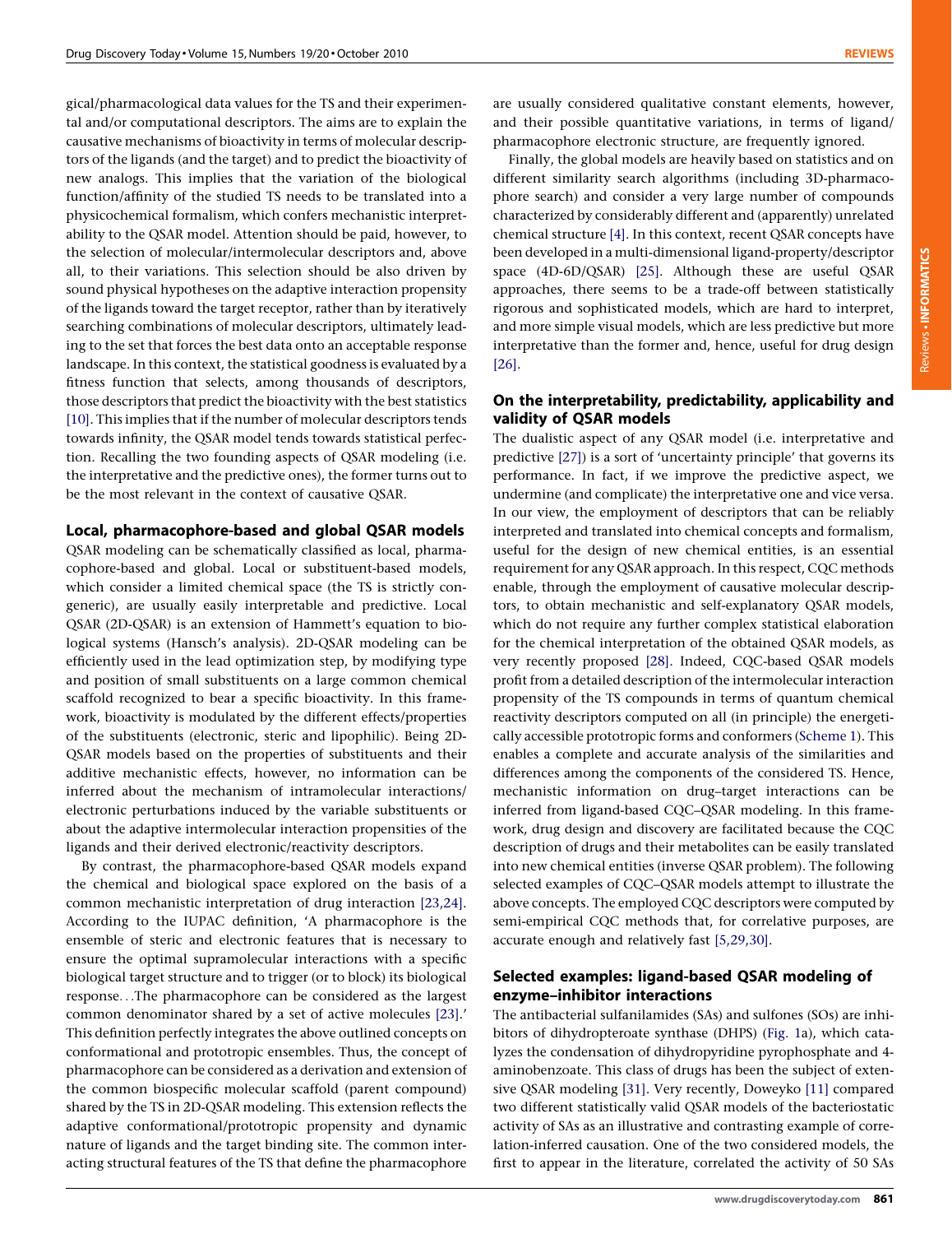gical/pharmacological data values for the TS and their experimental and/or computational descriptors. The aims are to explain the causative mechanisms of bioactivity in terms of molecular descriptors of the ligands (and the target) and to predict the bioactivity of new analogs. This implies that the variation of the biological function/affinity of the studied TS needs to be translated into a physicochemical formalism, which confers mechanistic interpretability to the QSAR model. Attention should be paid, however, to the selection of molecular/intermolecular descriptors and, above all, to their variations. This selection should be also driven by sound physical hypotheses on the adaptive interaction propensity of the ligands toward the target receptor, rather than by iteratively searching combinations of molecular descriptors, ultimately leading to the set that forces the best data onto an acceptable response landscape. In this context, the statistical goodness is evaluated by a fitness function that selects, among thousands of descriptors, those descriptors that predict the bioactivity with the best statistics [10]. This implies that if the number of molecular descriptors tends towards infinity, the QSAR model tends towards statistical perfection. Recalling the two founding aspects of QSAR modeling (i.e. the interpretative and the predictive ones), the former turns out to be the most relevant in the context of causative QSAR.

## Local, pharmacophore-based and global QSAR models

QSAR modeling can be schematically classified as local, pharmacophore-based and global. Local or substituent-based models, which consider a limited chemical space (the TS is strictly congeneric), are usually easily interpretable and predictive. Local QSAR (2D-QSAR) is an extension of Hammett's equation to biological systems (Hansch's analysis). 2D-QSAR modeling can be efficiently used in the lead optimization step, by modifying type and position of small substituents on a large common chemical scaffold recognized to bear a specific bioactivity. In this framework, bioactivity is modulated by the different effects/properties of the substituents (electronic, steric and lipophilic). Being 2D-QSAR models based on the properties of substituents and their additive mechanistic effects, however, no information can be inferred about the mechanism of intramolecular interactions/electronic perturbations induced by the variable substituents or about the adaptive intermolecular interaction propensities of the ligands and their derived electronic/reactivity descriptors.

By contrast, the pharmacophore-based QSAR models expand the chemical and biological space explored on the basis of a common mechanistic interpretation of drug interaction [23,24]. According to the IUPAC definition, 'A pharmacophore is the ensemble of steric and electronic features that is necessary to ensure the optimal supramolecular interactions with a specific biological target structure and to trigger (or to block) its biological response…The pharmacophore can be considered as the largest common denominator shared by a set of active molecules [23].' This definition perfectly integrates the above outlined concepts on conformational and prototropic ensembles. Thus, the concept of pharmacophore can be considered as a derivation and extension of the common biospecific molecular scaffold (parent compound) shared by the TS in 2D-QSAR modeling. This extension reflects the adaptive conformational/prototropic propensity and dynamic nature of ligands and the target binding site. The common interacting structural features of the TS that define the pharmacophore are usually considered qualitative constant elements, however, and their possible quantitative variations, in terms of ligand/pharmacophore electronic structure, are frequently ignored.

Finally, the global models are heavily based on statistics and on different similarity search algorithms (including 3D-pharmacophore search) and consider a very large number of compounds characterized by considerably different and (apparently) unrelated chemical structure [4]. In this context, recent QSAR concepts have been developed in a multi-dimensional ligand-property/descriptor space (4D-6D/QSAR) [25]. Although these are useful QSAR approaches, there seems to be a trade-off between statistically rigorous and sophisticated models, which are hard to interpret, and more simple visual models, which are less predictive but more interpretative than the former and, hence, useful for drug design [26].

## On the interpretability, predictability, applicability and validity of QSAR models

The dualistic aspect of any QSAR model (i.e. interpretative and predictive [27]) is a sort of 'uncertainty principle' that governs its performance. In fact, if we improve the predictive aspect, we undermine (and complicate) the interpretative one and vice versa. In our view, the employment of descriptors that can be reliably interpreted and translated into chemical concepts and formalism, useful for the design of new chemical entities, is an essential requirement for any QSAR approach. In this respect, CQC methods enable, through the employment of causative molecular descriptors, to obtain mechanistic and self-explanatory QSAR models, which do not require any further complex statistical elaboration for the chemical interpretation of the obtained QSAR models, as very recently proposed [28]. Indeed, CQC-based QSAR models profit from a detailed description of the intermolecular interaction propensity of the TS compounds in terms of quantum chemical reactivity descriptors computed on all (in principle) the energetically accessible prototropic forms and conformers (Scheme 1). This enables a complete and accurate analysis of the similarities and differences among the components of the considered TS. Hence, mechanistic information on drug–target interactions can be inferred from ligand-based CQC–QSAR modeling. In this framework, drug design and discovery are facilitated because the CQC description of drugs and their metabolites can be easily translated into new chemical entities (inverse QSAR problem). The following selected examples of CQC–QSAR models attempt to illustrate the above concepts. The employed CQC descriptors were computed by semi-empirical CQC methods that, for correlative purposes, are accurate enough and relatively fast [5,29,30].

## Selected examples: ligand-based QSAR modeling of enzyme–inhibitor interactions

The antibacterial sulfanilamides (SAs) and sulfones (SOs) are inhibitors of dihydropteroate synthase (DHPS) (Fig. 1a), which catalyzes the condensation of dihydropyridine pyrophosphate and 4-aminobenzoate. This class of drugs has been the subject of extensive QSAR modeling [31]. Very recently, Doweyko [11] compared two different statistically valid QSAR models of the bacteriostatic activity of SAs as an illustrative and contrasting example of correlation-inferred causation. One of the two considered models, the first to appear in the literature, correlated the activity of 50 SAs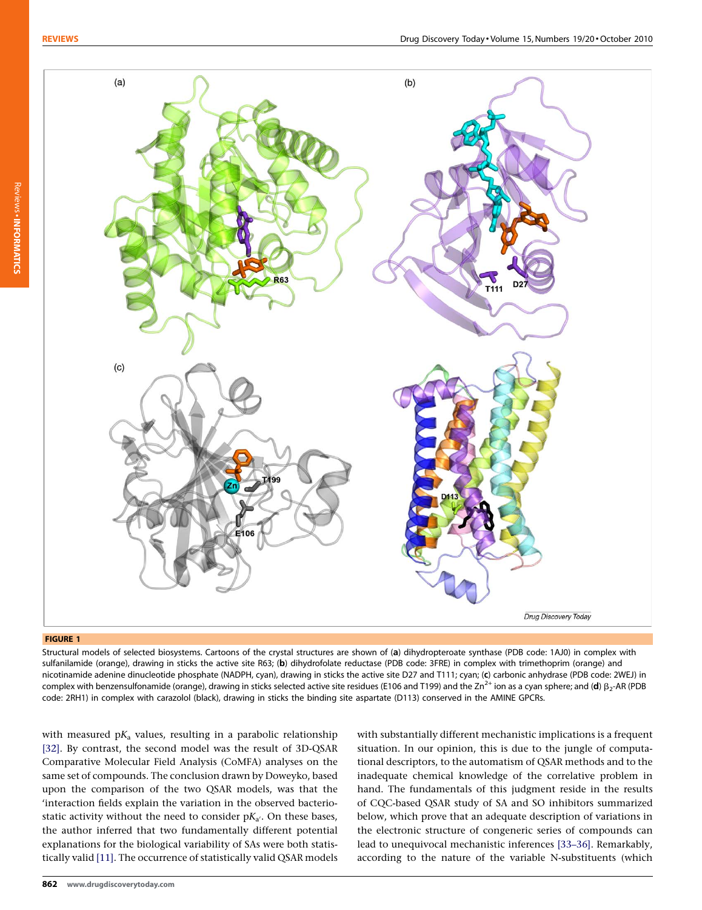**FIGURE 1**

Structural models of selected biosystems. Cartoons of the crystal structures are shown of (**a**) dihydropteroate synthase (PDB code: 1AJ0) in complex with sulfanilamide (orange), drawing in sticks the active site R63; (**b**) dihydrofolate reductase (PDB code: 3FRE) in complex with trimethoprim (orange) and nicotinamide adenine dinucleotide phosphate (NADPH, cyan), drawing in sticks the active site D27 and T111; cyan; (**c**) carbonic anhydrase (PDB code: 2WEJ) in complex with benzensulfonamide (orange), drawing in sticks selected active site residues (E106 and T199) and the $Zn^{2+}$ ion as a cyan sphere; and (**d**) $\beta_2$-AR (PDB code: 2RH1) in complex with carazolol (black), drawing in sticks the binding site aspartate (D113) conserved in the AMINE GPCRs.

with measured p$K_a$ values, resulting in a parabolic relationship [32]. By contrast, the second model was the result of 3D-QSAR Comparative Molecular Field Analysis (CoMFA) analyses on the same set of compounds. The conclusion drawn by Doweyko, based upon the comparison of the two QSAR models, was that the 'interaction fields explain the variation in the observed bacteriostatic activity without the need to consider p$K_{a'}$. On these bases, the author inferred that two fundamentally different potential explanations for the biological variability of SAs were both statistically valid [11]. The occurrence of statistically valid QSAR models with substantially different mechanistic implications is a frequent situation. In our opinion, this is due to the jungle of computational descriptors, to the automatism of QSAR methods and to the inadequate chemical knowledge of the correlative problem in hand. The fundamentals of this judgment reside in the results of CQC-based QSAR study of SA and SO inhibitors summarized below, which prove that an adequate description of variations in the electronic structure of congeneric series of compounds can lead to unequivocal mechanistic inferences [33–36]. Remarkably, according to the nature of the variable N-substituents (which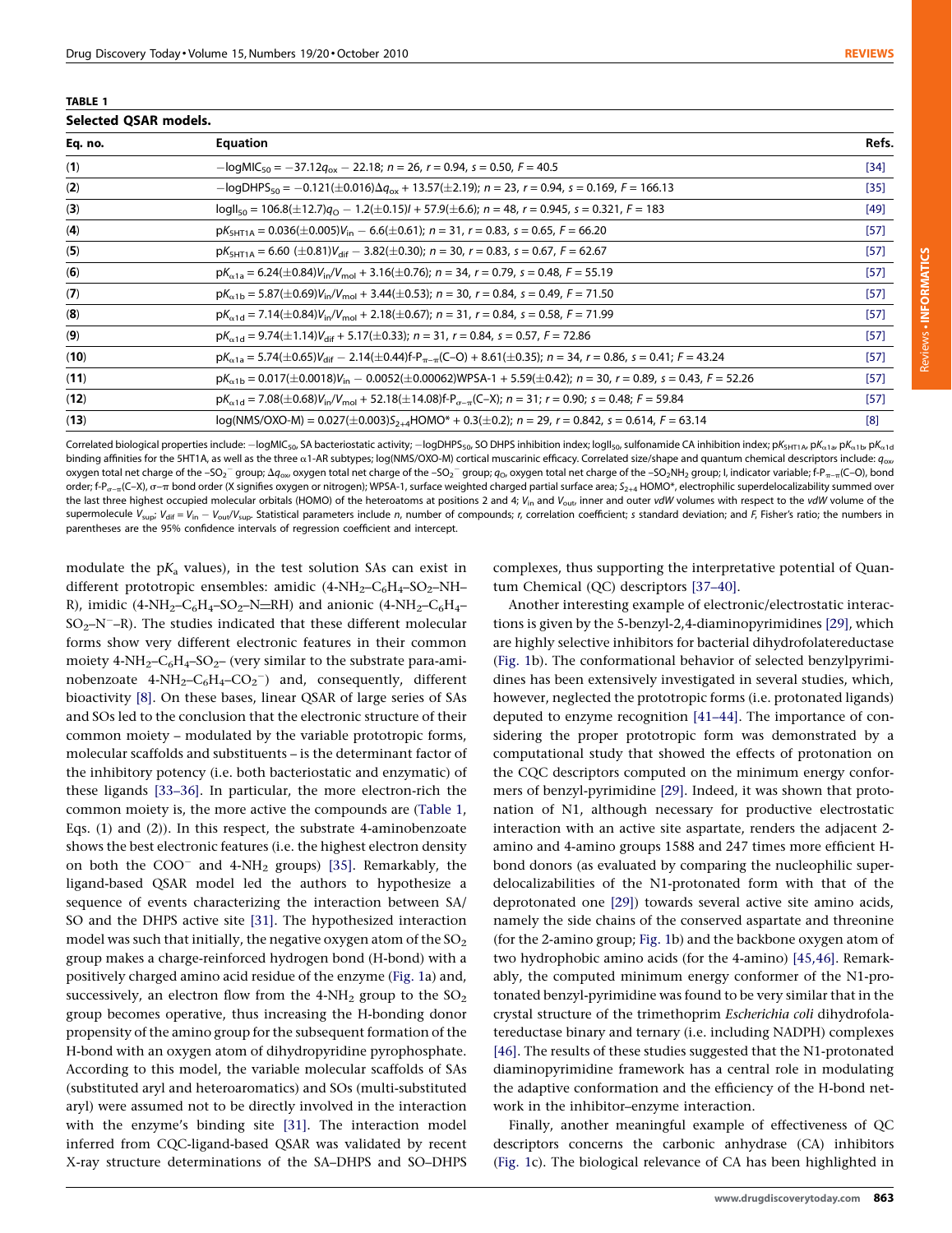**TABLE 1**

**Selected QSAR models.**

| Eq. no. | Equation | Refs. |
|---|---|---|
| (**1**) | $-\log MIC_{50} = -37.12q_{ox} - 22.18$; $n = 26$, $r = 0.94$, $s = 0.50$, $F = 40.5$ | [34] |
| (**2**) | $-\log DHPS_{50} = -0.121(\pm 0.016)\Delta q_{ox} + 13.57(\pm 2.19)$; $n = 23$, $r = 0.94$, $s = 0.169$, $F = 166.13$ | [35] |
| (**3**) | $\log II_{50} = 106.8(\pm 12.7)q_O - 1.2(\pm 0.15)I + 57.9(\pm 6.6)$; $n = 48$, $r = 0.945$, $s = 0.321$, $F = 183$ | [49] |
| (**4**) | $pK_{5HT1A} = 0.036(\pm 0.005)V_{in} - 6.6(\pm 0.61)$; $n = 31$, $r = 0.83$, $s = 0.65$, $F = 66.20$ | [57] |
| (**5**) | $pK_{5HT1A} = 6.60\ (\pm 0.81)V_{dif} - 3.82(\pm 0.30)$; $n = 30$, $r = 0.83$, $s = 0.67$, $F = 62.67$ | [57] |
| (**6**) | $pK_{\alpha 1a} = 6.24(\pm 0.84)V_{in}/V_{mol} + 3.16(\pm 0.76)$; $n = 34$, $r = 0.79$, $s = 0.48$, $F = 55.19$ | [57] |
| (**7**) | $pK_{\alpha 1b} = 5.87(\pm 0.69)V_{in}/V_{mol} + 3.44(\pm 0.53)$; $n = 30$, $r = 0.84$, $s = 0.49$, $F = 71.50$ | [57] |
| (**8**) | $pK_{\alpha 1d} = 7.14(\pm 0.84)V_{in}/V_{mol} + 2.18(\pm 0.67)$; $n = 31$, $r = 0.84$, $s = 0.58$, $F = 71.99$ | [57] |
| (**9**) | $pK_{\alpha 1d} = 9.74(\pm 1.14)V_{dif} + 5.17(\pm 0.33)$; $n = 31$, $r = 0.84$, $s = 0.57$, $F = 72.86$ | [57] |
| (**10**) | $pK_{\alpha 1a} = 5.74(\pm 0.65)V_{dif} - 2.14(\pm 0.44)\text{f-P}_{\pi-\pi}(\text{C–O}) + 8.61(\pm 0.35)$; $n = 34$, $r = 0.86$, $s = 0.41$; $F = 43.24$ | [57] |
| (**11**) | $pK_{\alpha 1b} = 0.017(\pm 0.0018)V_{in} - 0.0052(\pm 0.00062)\text{WPSA-1} + 5.59(\pm 0.42)$; $n = 30$, $r = 0.89$, $s = 0.43$, $F = 52.26$ | [57] |
| (**12**) | $pK_{\alpha 1d} = 7.08(\pm 0.68)V_{in}/V_{mol} + 52.18(\pm 14.08)\text{f-P}_{\sigma-\pi}(\text{C–X})$; $n = 31$; $r = 0.90$; $s = 0.48$; $F = 59.84$ | [57] |
| (**13**) | $\log(\text{NMS/OXO-M}) = 0.027(\pm 0.003)S_{2+4}\text{HOMO}^* + 0.3(\pm 0.2)$; $n = 29$, $r = 0.842$, $s = 0.614$, $F = 63.14$ | [8] |

Correlated biological properties include: $-\log MIC_{50}$, SA bacteriostatic activity; $-\log DHPS_{50}$, SO DHPS inhibition index; $\log II_{50}$, sulfonamide CA inhibition index; $pK_{5HT1A}$, $pK_{\alpha 1a}$, $pK_{\alpha 1b}$, $pK_{\alpha 1d}$ binding affinities for the 5HT1A, as well as the three α1-AR subtypes; log(NMS/OXO-M) cortical muscarinic efficacy. Correlated size/shape and quantum chemical descriptors include: $q_{ox}$, oxygen total net charge of the $-SO_2^-$ group; $\Delta q_{ox}$, oxygen total net charge of the $-SO_2^-$ group; $q_O$, oxygen total net charge of the $-SO_2NH_2$ group; I, indicator variable; $\text{f-P}_{\pi-\pi}$(C–O), bond order; $\text{f-P}_{\sigma-\pi}$(C–X), σ–π bond order (X signifies oxygen or nitrogen); WPSA-1, surface weighted charged partial surface area; $S_{2+4}$ HOMO*, electrophilic superdelocalizability summed over the last three highest occupied molecular orbitals (HOMO) of the heteroatoms at positions 2 and 4; $V_{in}$ and $V_{out}$, inner and outer *vdW* volumes with respect to the *vdW* volume of the supermolecule $V_{sup}$; $V_{dif} = V_{in} - V_{out}/V_{sup}$. Statistical parameters include *n*, number of compounds; *r*, correlation coefficient; *s* standard deviation; and *F*, Fisher's ratio; the numbers in parentheses are the 95% confidence intervals of regression coefficient and intercept.

modulate the $pK_a$ values), in the test solution SAs can exist in different prototropic ensembles: amidic ($4\text{-}NH_2\text{–}C_6H_4\text{–}SO_2\text{–}NH\text{–}R$), imidic ($4\text{-}NH_2\text{–}C_6H_4\text{–}SO_2\text{–}N{=}RH$) and anionic ($4\text{-}NH_2\text{–}C_6H_4\text{–}SO_2\text{–}N^-\text{–}R$). The studies indicated that these different molecular forms show very different electronic features in their common moiety $4\text{-}NH_2\text{–}C_6H_4\text{–}SO_2\text{–}$ (very similar to the substrate para-aminobenzoate $4\text{-}NH_2\text{–}C_6H_4\text{–}CO_2^-$) and, consequently, different bioactivity [8]. On these bases, linear QSAR of large series of SAs and SOs led to the conclusion that the electronic structure of their common moiety – modulated by the variable prototropic forms, molecular scaffolds and substituents – is the determinant factor of the inhibitory potency (i.e. both bacteriostatic and enzymatic) of these ligands [33–36]. In particular, the more electron-rich the common moiety is, the more active the compounds are (Table 1, Eqs. (1) and (2)). In this respect, the substrate 4-aminobenzoate shows the best electronic features (i.e. the highest electron density on both the $COO^-$ and $4\text{-}NH_2$ groups) [35]. Remarkably, the ligand-based QSAR model led the authors to hypothesize a sequence of events characterizing the interaction between SA/SO and the DHPS active site [31]. The hypothesized interaction model was such that initially, the negative oxygen atom of the $SO_2$ group makes a charge-reinforced hydrogen bond (H-bond) with a positively charged amino acid residue of the enzyme (Fig. 1a) and, successively, an electron flow from the $4\text{-}NH_2$ group to the $SO_2$ group becomes operative, thus increasing the H-bonding donor propensity of the amino group for the subsequent formation of the H-bond with an oxygen atom of dihydropyridine pyrophosphate. According to this model, the variable molecular scaffolds of SAs (substituted aryl and heteroaromatics) and SOs (multi-substituted aryl) were assumed not to be directly involved in the interaction with the enzyme's binding site [31]. The interaction model inferred from CQC-ligand-based QSAR was validated by recent X-ray structure determinations of the SA–DHPS and SO–DHPS complexes, thus supporting the interpretative potential of Quantum Chemical (QC) descriptors [37–40].

Another interesting example of electronic/electrostatic interactions is given by the 5-benzyl-2,4-diaminopyrimidines [29], which are highly selective inhibitors for bacterial dihydrofolatereductase (Fig. 1b). The conformational behavior of selected benzylpyrimidines has been extensively investigated in several studies, which, however, neglected the prototropic forms (i.e. protonated ligands) deputed to enzyme recognition [41–44]. The importance of considering the proper prototropic form was demonstrated by a computational study that showed the effects of protonation on the CQC descriptors computed on the minimum energy conformers of benzyl-pyrimidine [29]. Indeed, it was shown that protonation of N1, although necessary for productive electrostatic interaction with an active site aspartate, renders the adjacent 2-amino and 4-amino groups 1588 and 247 times more efficient H-bond donors (as evaluated by comparing the nucleophilic superdelocalizabilities of the N1-protonated form with that of the deprotonated one [29]) towards several active site amino acids, namely the side chains of the conserved aspartate and threonine (for the 2-amino group; Fig. 1b) and the backbone oxygen atom of two hydrophobic amino acids (for the 4-amino) [45,46]. Remarkably, the computed minimum energy conformer of the N1-protonated benzyl-pyrimidine was found to be very similar that in the crystal structure of the trimethoprim *Escherichia coli* dihydrofolatereductase binary and ternary (i.e. including NADPH) complexes [46]. The results of these studies suggested that the N1-protonated diaminopyrimidine framework has a central role in modulating the adaptive conformation and the efficiency of the H-bond network in the inhibitor–enzyme interaction.

Finally, another meaningful example of effectiveness of QC descriptors concerns the carbonic anhydrase (CA) inhibitors (Fig. 1c). The biological relevance of CA has been highlighted in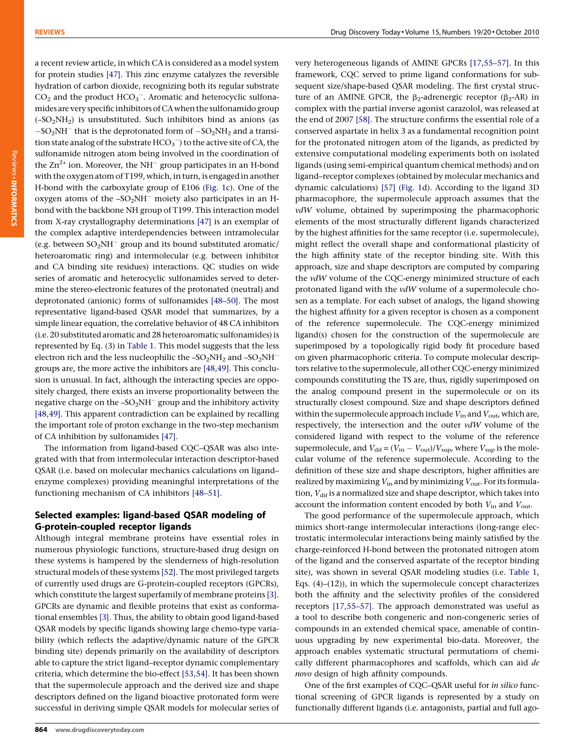a recent review article, in which CA is considered as a model system for protein studies [47]. This zinc enzyme catalyzes the reversible hydration of carbon dioxide, recognizing both its regular substrate $CO_2$ and the product $HCO_3^-$. Aromatic and heterocyclic sulfonamides are very specific inhibitors of CA when the sulfonamido group ($-SO_2NH_2$) is unsubstituted. Such inhibitors bind as anions (as $-SO_2NH^-$ that is the deprotonated form of $-SO_2NH_2$ and a transition state analog of the substrate $HCO_3^-$) to the active site of CA, the sulfonamide nitrogen atom being involved in the coordination of the $Zn^{2+}$ ion. Moreover, the $NH^-$ group participates in an H-bond with the oxygen atom of T199, which, in turn, is engaged in another H-bond with the carboxylate group of E106 (Fig. 1c). One of the oxygen atoms of the $-SO_2NH^-$ moiety also participates in an H-bond with the backbone NH group of T199. This interaction model from X-ray crystallography determinations [47] is an exemplar of the complex adaptive interdependencies between intramolecular (e.g. between $SO_2NH^-$ group and its bound substituted aromatic/heteroaromatic ring) and intermolecular (e.g. between inhibitor and CA binding site residues) interactions. QC studies on wide series of aromatic and heterocyclic sulfonamides served to determine the stereo-electronic features of the protonated (neutral) and deprotonated (anionic) forms of sulfonamides [48–50]. The most representative ligand-based QSAR model that summarizes, by a simple linear equation, the correlative behavior of 48 CA inhibitors (i.e. 20 substituted aromatic and 28 heteroaromatic sulfonamides) is represented by Eq. (3) in Table 1. This model suggests that the less electron rich and the less nucleophilic the $-SO_2NH_2$ and $-SO_2NH^-$ groups are, the more active the inhibitors are [48,49]. This conclusion is unusual. In fact, although the interacting species are oppositely charged, there exists an inverse proportionality between the negative charge on the $-SO_2NH^-$ group and the inhibitory activity [48,49]. This apparent contradiction can be explained by recalling the important role of proton exchange in the two-step mechanism of CA inhibition by sulfonamides [47].

The information from ligand-based CQC–QSAR was also integrated with that from intermolecular interaction descriptor-based QSAR (i.e. based on molecular mechanics calculations on ligand–enzyme complexes) providing meaningful interpretations of the functioning mechanism of CA inhibitors [48–51].

## Selected examples: ligand-based QSAR modeling of G-protein-coupled receptor ligands

Although integral membrane proteins have essential roles in numerous physiologic functions, structure-based drug design on these systems is hampered by the slenderness of high-resolution structural models of these systems [52]. The most privileged targets of currently used drugs are G-protein-coupled receptors (GPCRs), which constitute the largest superfamily of membrane proteins [3]. GPCRs are dynamic and flexible proteins that exist as conformational ensembles [3]. Thus, the ability to obtain good ligand-based QSAR models by specific ligands showing large chemo-type variability (which reflects the adaptive/dynamic nature of the GPCR binding site) depends primarily on the availability of descriptors able to capture the strict ligand–receptor dynamic complementary criteria, which determine the bio-effect [53,54]. It has been shown that the supermolecule approach and the derived size and shape descriptors defined on the ligand bioactive protonated form were successful in deriving simple QSAR models for molecular series of very heterogeneous ligands of AMINE GPCRs [17,55–57]. In this framework, CQC served to prime ligand conformations for subsequent size/shape-based QSAR modeling. The first crystal structure of an AMINE GPCR, the $\beta_2$-adrenergic receptor ($\beta_2$-AR) in complex with the partial inverse agonist carazolol, was released at the end of 2007 [58]. The structure confirms the essential role of a conserved aspartate in helix 3 as a fundamental recognition point for the protonated nitrogen atom of the ligands, as predicted by extensive computational modeling experiments both on isolated ligands (using semi-empirical quantum chemical methods) and on ligand–receptor complexes (obtained by molecular mechanics and dynamic calculations) [57] (Fig. 1d). According to the ligand 3D pharmacophore, the supermolecule approach assumes that the *vdW* volume, obtained by superimposing the pharmacophoric elements of the most structurally different ligands characterized by the highest affinities for the same receptor (i.e. supermolecule), might reflect the overall shape and conformational plasticity of the high affinity state of the receptor binding site. With this approach, size and shape descriptors are computed by comparing the *vdW* volume of the CQC-energy minimized structure of each protonated ligand with the *vdW* volume of a supermolecule chosen as a template. For each subset of analogs, the ligand showing the highest affinity for a given receptor is chosen as a component of the reference supermolecule. The CQC-energy minimized ligand(s) chosen for the construction of the supermolecule are superimposed by a topologically rigid body fit procedure based on given pharmacophoric criteria. To compute molecular descriptors relative to the supermolecule, all other CQC-energy minimized compounds constituting the TS are, thus, rigidly superimposed on the analog compound present in the supermolecule or on its structurally closest compound. Size and shape descriptors defined within the supermolecule approach include $V_{in}$ and $V_{out}$, which are, respectively, the intersection and the outer *vdW* volume of the considered ligand with respect to the volume of the reference supermolecule, and $V_{dif} = (V_{in} - V_{out})/V_{sup}$, where $V_{sup}$ is the molecular volume of the reference supermolecule. According to the definition of these size and shape descriptors, higher affinities are realized by maximizing $V_{in}$ and by minimizing $V_{out}$. For its formulation, $V_{dif}$ is a normalized size and shape descriptor, which takes into account the information content encoded by both $V_{in}$ and $V_{out}$.

The good performance of the supermolecule approach, which mimics short-range intermolecular interactions (long-range electrostatic intermolecular interactions being mainly satisfied by the charge-reinforced H-bond between the protonated nitrogen atom of the ligand and the conserved aspartate of the receptor binding site), was shown in several QSAR modeling studies (i.e. Table 1, Eqs. (4)–(12)), in which the supermolecule concept characterizes both the affinity and the selectivity profiles of the considered receptors [17,55–57]. The approach demonstrated was useful as a tool to describe both congeneric and non-congeneric series of compounds in an extended chemical space, amenable of continuous upgrading by new experimental bio-data. Moreover, the approach enables systematic structural permutations of chemically different pharmacophores and scaffolds, which can aid *de novo* design of high affinity compounds.

One of the first examples of CQC–QSAR useful for *in silico* functional screening of GPCR ligands is represented by a study on functionally different ligands (i.e. antagonists, partial and full ago-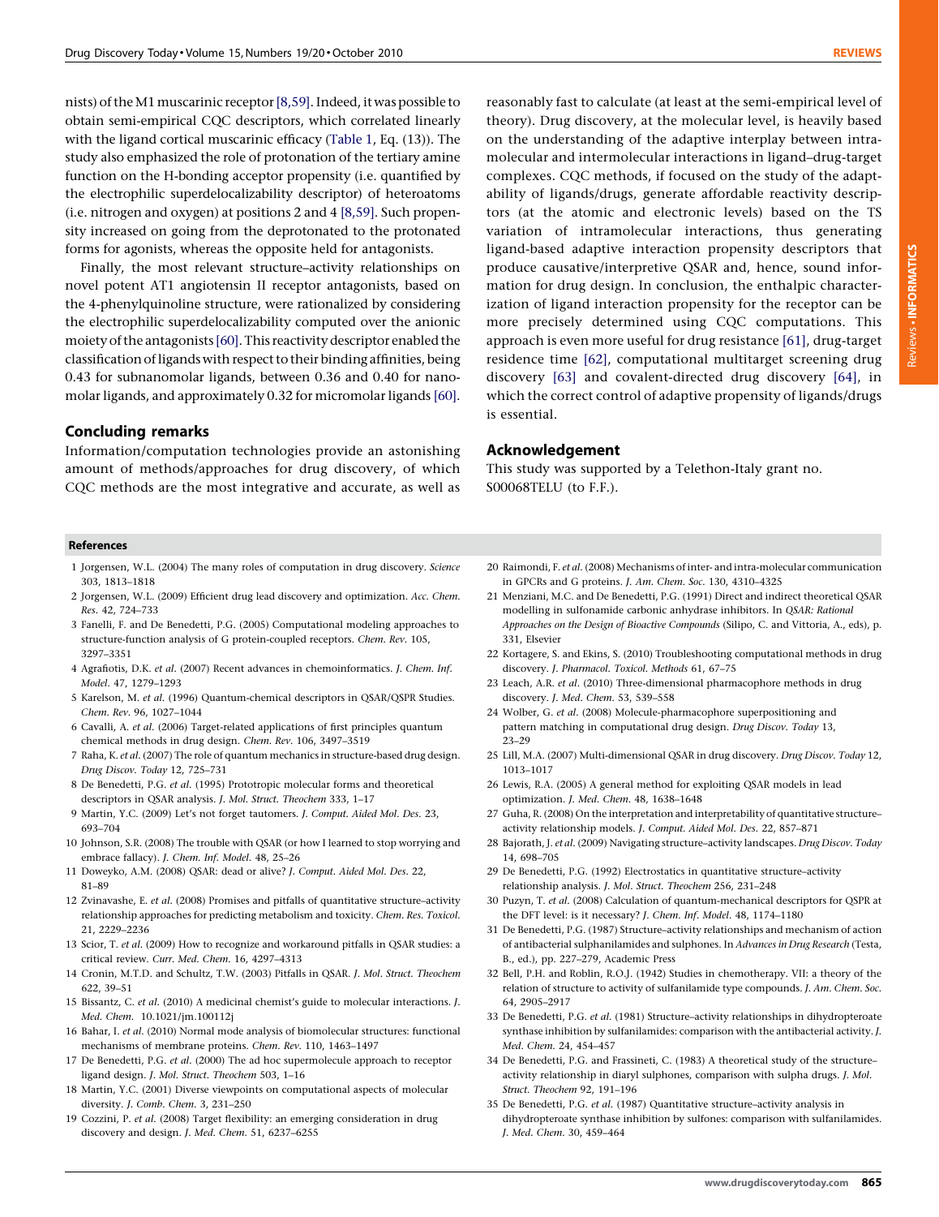nists) of the M1 muscarinic receptor [8,59]. Indeed, it was possible to obtain semi-empirical CQC descriptors, which correlated linearly with the ligand cortical muscarinic efficacy (Table 1, Eq. (13)). The study also emphasized the role of protonation of the tertiary amine function on the H-bonding acceptor propensity (i.e. quantified by the electrophilic superdelocalizability descriptor) of heteroatoms (i.e. nitrogen and oxygen) at positions 2 and 4 [8,59]. Such propensity increased on going from the deprotonated to the protonated forms for agonists, whereas the opposite held for antagonists.

Finally, the most relevant structure–activity relationships on novel potent AT1 angiotensin II receptor antagonists, based on the 4-phenylquinoline structure, were rationalized by considering the electrophilic superdelocalizability computed over the anionic moiety of the antagonists [60]. This reactivity descriptor enabled the classification of ligands with respect to their binding affinities, being 0.43 for subnanomolar ligands, between 0.36 and 0.40 for nanomolar ligands, and approximately 0.32 for micromolar ligands [60].

## Concluding remarks

Information/computation technologies provide an astonishing amount of methods/approaches for drug discovery, of which CQC methods are the most integrative and accurate, as well as reasonably fast to calculate (at least at the semi-empirical level of theory). Drug discovery, at the molecular level, is heavily based on the understanding of the adaptive interplay between intramolecular and intermolecular interactions in ligand–drug-target complexes. CQC methods, if focused on the study of the adaptability of ligands/drugs, generate affordable reactivity descriptors (at the atomic and electronic levels) based on the TS variation of intramolecular interactions, thus generating ligand-based adaptive interaction propensity descriptors that produce causative/interpretive QSAR and, hence, sound information for drug design. In conclusion, the enthalpic characterization of ligand interaction propensity for the receptor can be more precisely determined using CQC computations. This approach is even more useful for drug resistance [61], drug-target residence time [62], computational multitarget screening drug discovery [63] and covalent-directed drug discovery [64], in which the correct control of adaptive propensity of ligands/drugs is essential.

## Acknowledgement

This study was supported by a Telethon-Italy grant no. S00068TELU (to F.F.).

## References

1 Jorgensen, W.L. (2004) The many roles of computation in drug discovery. *Science* 303, 1813–1818

2 Jorgensen, W.L. (2009) Efficient drug lead discovery and optimization. *Acc. Chem. Res.* 42, 724–733

3 Fanelli, F. and De Benedetti, P.G. (2005) Computational modeling approaches to structure-function analysis of G protein-coupled receptors. *Chem. Rev.* 105, 3297–3351

4 Agrafiotis, D.K. *et al.* (2007) Recent advances in chemoinformatics. *J. Chem. Inf. Model.* 47, 1279–1293

5 Karelson, M. *et al.* (1996) Quantum-chemical descriptors in QSAR/QSPR Studies. *Chem. Rev.* 96, 1027–1044

6 Cavalli, A. *et al.* (2006) Target-related applications of first principles quantum chemical methods in drug design. *Chem. Rev.* 106, 3497–3519

7 Raha, K. *et al.* (2007) The role of quantum mechanics in structure-based drug design. *Drug Discov. Today* 12, 725–731

8 De Benedetti, P.G. *et al.* (1995) Prototropic molecular forms and theoretical descriptors in QSAR analysis. *J. Mol. Struct. Theochem* 333, 1–17

9 Martin, Y.C. (2009) Let's not forget tautomers. *J. Comput. Aided Mol. Des.* 23, 693–704

10 Johnson, S.R. (2008) The trouble with QSAR (or how I learned to stop worrying and embrace fallacy). *J. Chem. Inf. Model.* 48, 25–26

11 Doweyko, A.M. (2008) QSAR: dead or alive? *J. Comput. Aided Mol. Des.* 22, 81–89

12 Zvinavashe, E. *et al.* (2008) Promises and pitfalls of quantitative structure–activity relationship approaches for predicting metabolism and toxicity. *Chem. Res. Toxicol.* 21, 2229–2236

13 Scior, T. *et al.* (2009) How to recognize and workaround pitfalls in QSAR studies: a critical review. *Curr. Med. Chem.* 16, 4297–4313

14 Cronin, M.T.D. and Schultz, T.W. (2003) Pitfalls in QSAR. *J. Mol. Struct. Theochem* 622, 39–51

15 Bissantz, C. *et al.* (2010) A medicinal chemist's guide to molecular interactions. *J. Med. Chem.* 10.1021/jm.100112j

16 Bahar, I. *et al.* (2010) Normal mode analysis of biomolecular structures: functional mechanisms of membrane proteins. *Chem. Rev.* 110, 1463–1497

17 De Benedetti, P.G. *et al.* (2000) The ad hoc supermolecule approach to receptor ligand design. *J. Mol. Struct. Theochem* 503, 1–16

18 Martin, Y.C. (2001) Diverse viewpoints on computational aspects of molecular diversity. *J. Comb. Chem.* 3, 231–250

19 Cozzini, P. *et al.* (2008) Target flexibility: an emerging consideration in drug discovery and design. *J. Med. Chem.* 51, 6237–6255

20 Raimondi, F. *et al.* (2008) Mechanisms of inter- and intra-molecular communication in GPCRs and G proteins. *J. Am. Chem. Soc.* 130, 4310–4325

21 Menziani, M.C. and De Benedetti, P.G. (1991) Direct and indirect theoretical QSAR modelling in sulfonamide carbonic anhydrase inhibitors. In *QSAR: Rational Approaches on the Design of Bioactive Compounds* (Silipo, C. and Vittoria, A., eds), p. 331, Elsevier

22 Kortagere, S. and Ekins, S. (2010) Troubleshooting computational methods in drug discovery. *J. Pharmacol. Toxicol. Methods* 61, 67–75

23 Leach, A.R. *et al.* (2010) Three-dimensional pharmacophore methods in drug discovery. *J. Med. Chem.* 53, 539–558

24 Wolber, G. *et al.* (2008) Molecule-pharmacophore superpositioning and pattern matching in computational drug design. *Drug Discov. Today* 13, 23–29

25 Lill, M.A. (2007) Multi-dimensional QSAR in drug discovery. *Drug Discov. Today* 12, 1013–1017

26 Lewis, R.A. (2005) A general method for exploiting QSAR models in lead optimization. *J. Med. Chem.* 48, 1638–1648

27 Guha, R. (2008) On the interpretation and interpretability of quantitative structure–activity relationship models. *J. Comput. Aided Mol. Des.* 22, 857–871

28 Bajorath, J. *et al.* (2009) Navigating structure–activity landscapes. *Drug Discov. Today* 14, 698–705

29 De Benedetti, P.G. (1992) Electrostatics in quantitative structure–activity relationship analysis. *J. Mol. Struct. Theochem* 256, 231–248

30 Puzyn, T. *et al.* (2008) Calculation of quantum-mechanical descriptors for QSPR at the DFT level: is it necessary? *J. Chem. Inf. Model.* 48, 1174–1180

31 De Benedetti, P.G. (1987) Structure-activity relationships and mechanism of action of antibacterial sulphanilamides and sulphones. In *Advances in Drug Research* (Testa, B., ed.), pp. 227–279, Academic Press

32 Bell, P.H. and Roblin, R.O.J. (1942) Studies in chemotherapy. VII: a theory of the relation of structure to activity of sulfanilamide type compounds. *J. Am. Chem. Soc.* 64, 2905–2917

33 De Benedetti, P.G. *et al.* (1981) Structure-activity relationships in dihydropteroate synthase inhibition by sulfanilamides: comparison with the antibacterial activity. *J. Med. Chem.* 24, 454–457

34 De Benedetti, P.G. and Frassineti, C. (1983) A theoretical study of the structure–activity relationship in diaryl sulphones, comparison with sulpha drugs. *J. Mol. Struct. Theochem* 92, 191–196

35 De Benedetti, P.G. *et al.* (1987) Quantitative structure–activity analysis in dihydropteroate synthase inhibition by sulfones: comparison with sulfanilamides. *J. Med. Chem.* 30, 459–464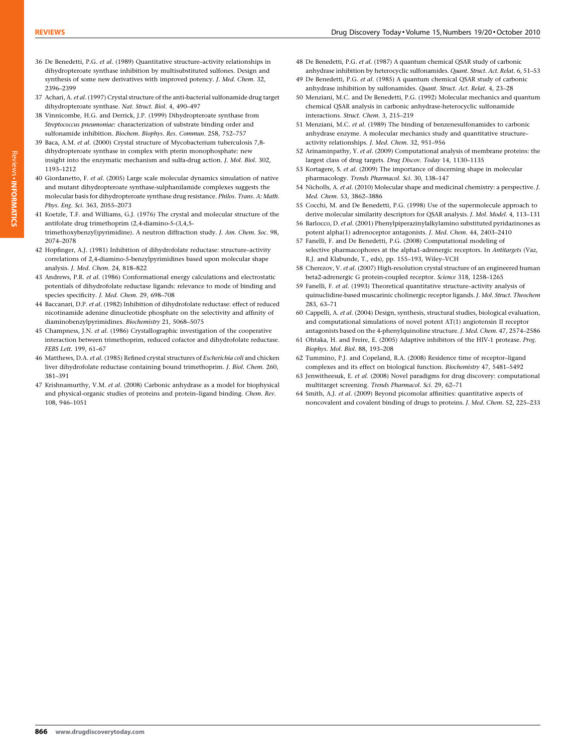36 De Benedetti, P.G. *et al.* (1989) Quantitative structure–activity relationships in dihydropteroate synthase inhibition by multisubstituted sulfones. Design and synthesis of some new derivatives with improved potency. *J. Med. Chem.* 32, 2396–2399

37 Achari, A. *et al.* (1997) Crystal structure of the anti-bacterial sulfonamide drug target dihydropteroate synthase. *Nat. Struct. Biol.* 4, 490–497

38 Vinnicombe, H.G. and Derrick, J.P. (1999) Dihydropteroate synthase from *Streptococcus pneumoniae*: characterization of substrate binding order and sulfonamide inhibition. *Biochem. Biophys. Res. Commun.* 258, 752–757

39 Baca, A.M. *et al.* (2000) Crystal structure of Mycobacterium tuberculosis 7,8-dihydropteroate synthase in complex with pterin monophosphate: new insight into the enzymatic mechanism and sulfa-drug action. *J. Mol. Biol.* 302, 1193–1212

40 Giordanetto, F. *et al.* (2005) Large scale molecular dynamics simulation of native and mutant dihydropteroate synthase-sulphanilamide complexes suggests the molecular basis for dihydropteroate synthase drug resistance. *Philos. Trans. A: Math. Phys. Eng. Sci.* 363, 2055–2073

41 Koetzle, T.F. and Williams, G.J. (1976) The crystal and molecular structure of the antifolate drug trimethoprim (2,4-diamino-5-(3,4,5-trimethoxybenzyl)pyrimidine). A neutron diffraction study. *J. Am. Chem. Soc.* 98, 2074–2078

42 Hopfinger, A.J. (1981) Inhibition of dihydrofolate reductase: structure–activity correlations of 2,4-diamino-5-benzylpyrimidines based upon molecular shape analysis. *J. Med. Chem.* 24, 818–822

43 Andrews, P.R. *et al.* (1986) Conformational energy calculations and electrostatic potentials of dihydrofolate reductase ligands: relevance to mode of binding and species specificity. *J. Med. Chem.* 29, 698–708

44 Baccanari, D.P. *et al.* (1982) Inhibition of dihydrofolate reductase: effect of reduced nicotinamide adenine dinucleotide phosphate on the selectivity and affinity of diaminobenzylpyrimidines. *Biochemistry* 21, 5068–5075

45 Champness, J.N. *et al.* (1986) Crystallographic investigation of the cooperative interaction between trimethoprim, reduced cofactor and dihydrofolate reductase. *FEBS Lett.* 199, 61–67

46 Matthews, D.A. *et al.* (1985) Refined crystal structures of *Escherichia coli* and chicken liver dihydrofolate reductase containing bound trimethoprim. *J. Biol. Chem.* 260, 381–391

47 Krishnamurthy, V.M. *et al.* (2008) Carbonic anhydrase as a model for biophysical and physical-organic studies of proteins and protein–ligand binding. *Chem. Rev.* 108, 946–1051

48 De Benedetti, P.G. *et al.* (1987) A quantum chemical QSAR study of carbonic anhydrase inhibition by heterocyclic sulfonamides. *Quant. Struct. Act. Relat.* 6, 51–53

49 De Benedetti, P.G. *et al.* (1985) A quantum chemical QSAR study of carbonic anhydrase inhibition by sulfonamides. *Quant. Struct. Act. Relat.* 4, 23–28

50 Menziani, M.C. and De Benedetti, P.G. (1992) Molecular mechanics and quantum chemical QSAR analysis in carbonic anhydrase-heterocyclic sulfonamide interactions. *Struct. Chem.* 3, 215–219

51 Menziani, M.C. *et al.* (1989) The binding of benzenesulfonamides to carbonic anhydrase enzyme. A molecular mechanics study and quantitative structure–activity relationships. *J. Med. Chem.* 32, 951–956

52 Arinaminpathy, Y. *et al.* (2009) Computational analysis of membrane proteins: the largest class of drug targets. *Drug Discov. Today* 14, 1130–1135

53 Kortagere, S. *et al.* (2009) The importance of discerning shape in molecular pharmacology. *Trends Pharmacol. Sci.* 30, 138–147

54 Nicholls, A. *et al.* (2010) Molecular shape and medicinal chemistry: a perspective. *J. Med. Chem.* 53, 3862–3886

55 Cocchi, M. and De Benedetti, P.G. (1998) Use of the supermolecule approach to derive molecular similarity descriptors for QSAR analysis. *J. Mol. Model.* 4, 113–131

56 Barlocco, D. *et al.* (2001) Phenylpiperazinylalkylamino substituted pyridazinones as potent alpha(1) adrenoceptor antagonists. *J. Med. Chem.* 44, 2403–2410

57 Fanelli, F. and De Benedetti, P.G. (2008) Computational modeling of selective pharmacophores at the alpha1-adrenergic receptors. In *Antitargets* (Vaz, R.J. and Klabunde, T., eds), pp. 155–193, Wiley–VCH

58 Cherezov, V. *et al.* (2007) High-resolution crystal structure of an engineered human beta2-adrenergic G protein-coupled receptor. *Science* 318, 1258–1265

59 Fanelli, F. *et al.* (1993) Theoretical quantitative structure–activity analysis of quinuclidine-based muscarinic cholinergic receptor ligands. *J. Mol. Struct. Theochem* 283, 63–71

60 Cappelli, A. *et al.* (2004) Design, synthesis, structural studies, biological evaluation, and computational simulations of novel potent AT(1) angiotensin II receptor antagonists based on the 4-phenylquinoline structure. *J. Med. Chem.* 47, 2574–2586

61 Ohtaka, H. and Freire, E. (2005) Adaptive inhibitors of the HIV-1 protease. *Prog. Biophys. Mol. Biol.* 88, 193–208

62 Tummino, P.J. and Copeland, R.A. (2008) Residence time of receptor–ligand complexes and its effect on biological function. *Biochemistry* 47, 5481–5492

63 Jenwitheesuk, E. *et al.* (2008) Novel paradigms for drug discovery: computational multitarget screening. *Trends Pharmacol. Sci.* 29, 62–71

64 Smith, A.J. *et al.* (2009) Beyond picomolar affinities: quantitative aspects of noncovalent and covalent binding of drugs to proteins. *J. Med. Chem.* 52, 225–233